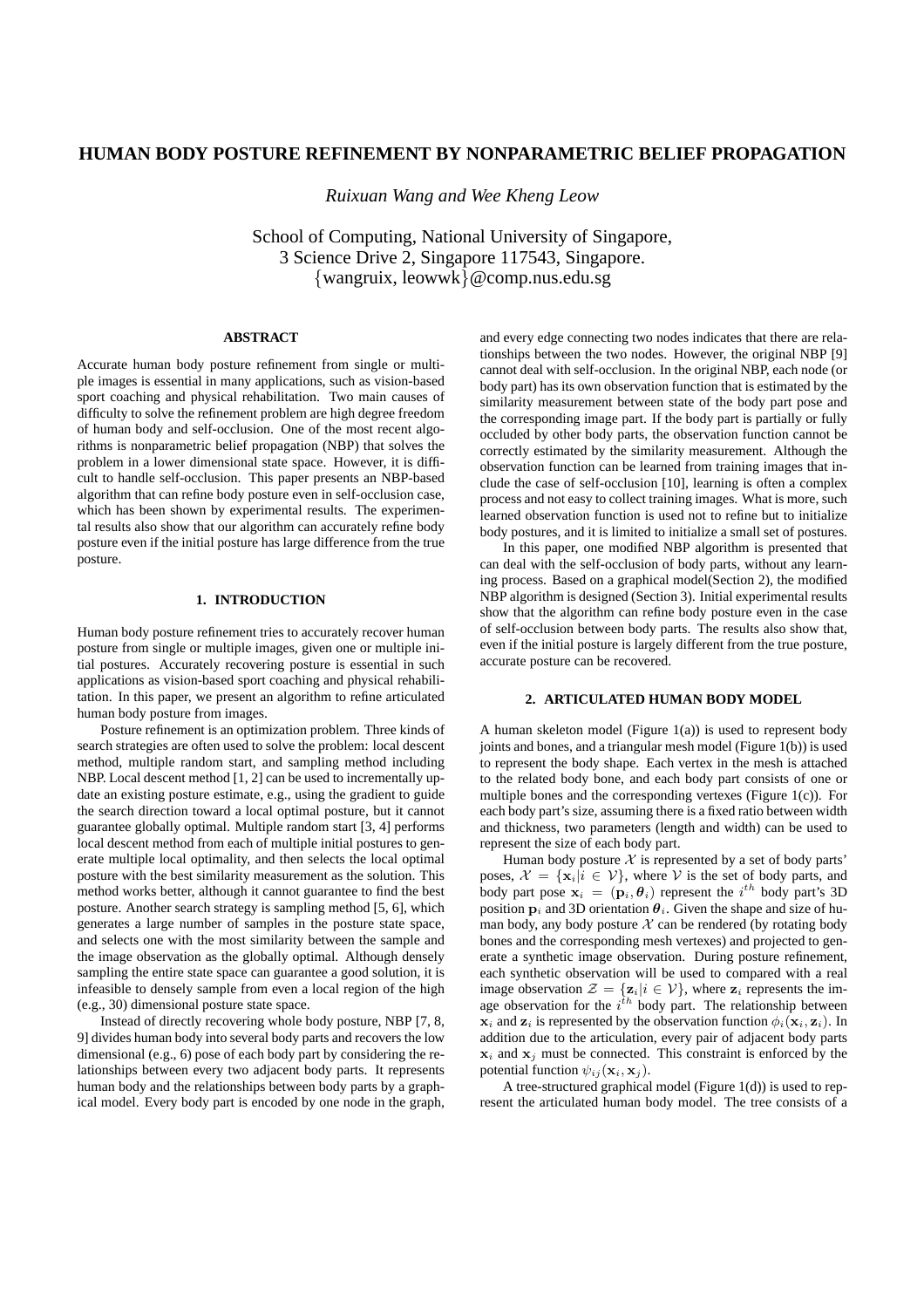# HUMAN BODY POSTURE REFINEMENT BY NONPARAMETRIC BELIEF PROPAGATION

*Ruixuan Wang and Wee Kheng Leow*

School of Computing, National University of Singapore,
3 Science Drive 2, Singapore 117543, Singapore.
{wangruix, leowwk}@comp.nus.edu.sg

## ABSTRACT

Accurate human body posture refinement from single or multiple images is essential in many applications, such as vision-based sport coaching and physical rehabilitation. Two main causes of difficulty to solve the refinement problem are high degree freedom of human body and self-occlusion. One of the most recent algorithms is nonparametric belief propagation (NBP) that solves the problem in a lower dimensional state space. However, it is difficult to handle self-occlusion. This paper presents an NBP-based algorithm that can refine body posture even in self-occlusion case, which has been shown by experimental results. The experimental results also show that our algorithm can accurately refine body posture even if the initial posture has large difference from the true posture.

## 1. INTRODUCTION

Human body posture refinement tries to accurately recover human posture from single or multiple images, given one or multiple initial postures. Accurately recovering posture is essential in such applications as vision-based sport coaching and physical rehabilitation. In this paper, we present an algorithm to refine articulated human body posture from images.

Posture refinement is an optimization problem. Three kinds of search strategies are often used to solve the problem: local descent method, multiple random start, and sampling method including NBP. Local descent method [1, 2] can be used to incrementally update an existing posture estimate, e.g., using the gradient to guide the search direction toward a local optimal posture, but it cannot guarantee globally optimal. Multiple random start [3, 4] performs local descent method from each of multiple initial postures to generate multiple local optimality, and then selects the local optimal posture with the best similarity measurement as the solution. This method works better, although it cannot guarantee to find the best posture. Another search strategy is sampling method [5, 6], which generates a large number of samples in the posture state space, and selects one with the most similarity between the sample and the image observation as the globally optimal. Although densely sampling the entire state space can guarantee a good solution, it is infeasible to densely sample from even a local region of the high (e.g., 30) dimensional posture state space.

Instead of directly recovering whole body posture, NBP [7, 8, 9] divides human body into several body parts and recovers the low dimensional (e.g., 6) pose of each body part by considering the relationships between every two adjacent body parts. It represents human body and the relationships between body parts by a graphical model. Every body part is encoded by one node in the graph, and every edge connecting two nodes indicates that there are relationships between the two nodes. However, the original NBP [9] cannot deal with self-occlusion. In the original NBP, each node (or body part) has its own observation function that is estimated by the similarity measurement between state of the body part pose and the corresponding image part. If the body part is partially or fully occluded by other body parts, the observation function cannot be correctly estimated by the similarity measurement. Although the observation function can be learned from training images that include the case of self-occlusion [10], learning is often a complex process and not easy to collect training images. What is more, such learned observation function is used not to refine but to initialize body postures, and it is limited to initialize a small set of postures.

In this paper, one modified NBP algorithm is presented that can deal with the self-occlusion of body parts, without any learning process. Based on a graphical model(Section 2), the modified NBP algorithm is designed (Section 3). Initial experimental results show that the algorithm can refine body posture even in the case of self-occlusion between body parts. The results also show that, even if the initial posture is largely different from the true posture, accurate posture can be recovered.

## 2. ARTICULATED HUMAN BODY MODEL

A human skeleton model (Figure 1(a)) is used to represent body joints and bones, and a triangular mesh model (Figure 1(b)) is used to represent the body shape. Each vertex in the mesh is attached to the related body bone, and each body part consists of one or multiple bones and the corresponding vertexes (Figure 1(c)). For each body part's size, assuming there is a fixed ratio between width and thickness, two parameters (length and width) can be used to represent the size of each body part.

Human body posture $\mathcal{X}$ is represented by a set of body parts' poses, $\mathcal{X} = \{\mathbf{x}_i | i \in \mathcal{V}\}$, where $\mathcal{V}$ is the set of body parts, and body part pose $\mathbf{x}_i = (\mathbf{p}_i, \boldsymbol{\theta}_i)$ represent the $i^{th}$ body part's 3D position $\mathbf{p}_i$ and 3D orientation $\boldsymbol{\theta}_i$. Given the shape and size of human body, any body posture $\mathcal{X}$ can be rendered (by rotating body bones and the corresponding mesh vertexes) and projected to generate a synthetic image observation. During posture refinement, each synthetic observation will be used to compared with a real image observation $\mathcal{Z} = \{\mathbf{z}_i | i \in \mathcal{V}\}$, where $\mathbf{z}_i$ represents the image observation for the $i^{th}$ body part. The relationship between $\mathbf{x}_i$ and $\mathbf{z}_i$ is represented by the observation function $\phi_i(\mathbf{x}_i, \mathbf{z}_i)$. In addition due to the articulation, every pair of adjacent body parts $\mathbf{x}_i$ and $\mathbf{x}_j$ must be connected. This constraint is enforced by the potential function $\psi_{ij}(\mathbf{x}_i, \mathbf{x}_j)$.

A tree-structured graphical model (Figure 1(d)) is used to represent the articulated human body model. The tree consists of a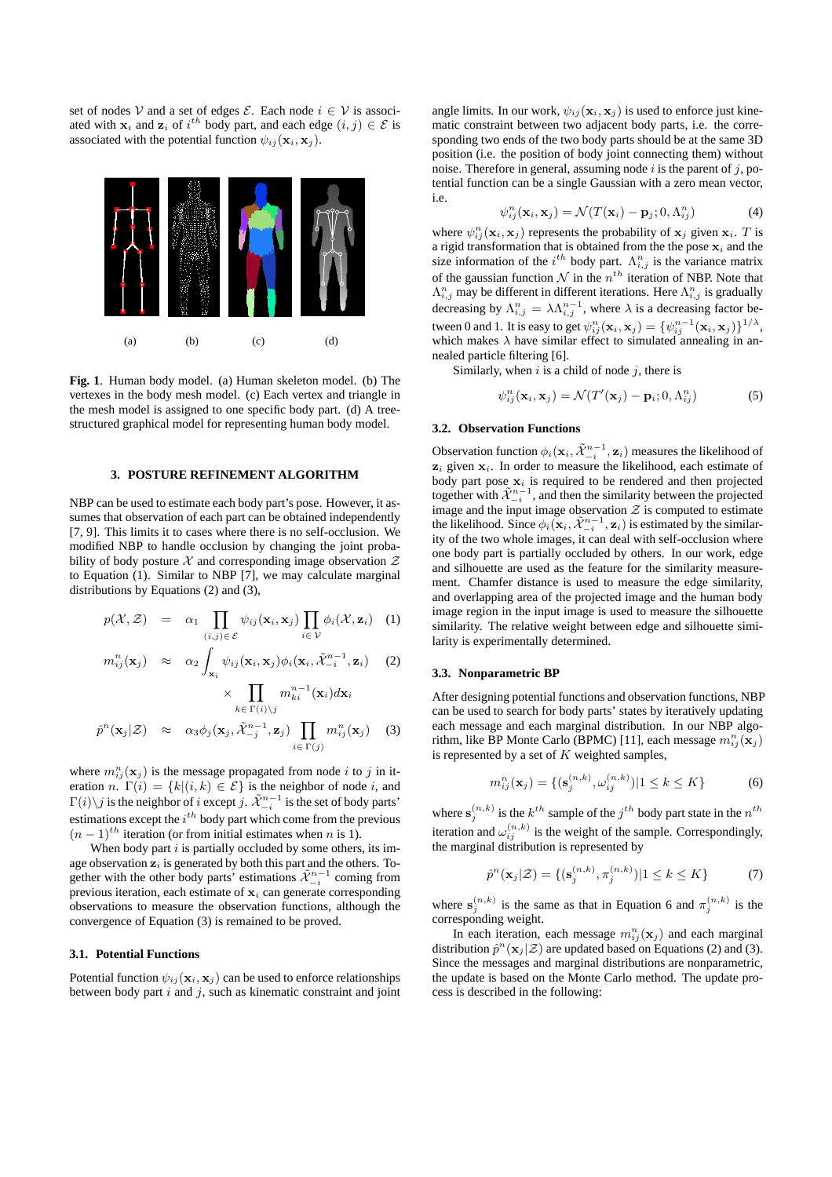set of nodes $\mathcal{V}$ and a set of edges $\mathcal{E}$. Each node $i \in \mathcal{V}$ is associated with $\mathbf{x}_i$ and $\mathbf{z}_i$ of $i^{th}$ body part, and each edge $(i,j) \in \mathcal{E}$ is associated with the potential function $\psi_{ij}(\mathbf{x}_i, \mathbf{x}_j)$.

(a) (b) (c) (d)

**Fig. 1**. Human body model. (a) Human skeleton model. (b) The vertexes in the body mesh model. (c) Each vertex and triangle in the mesh model is assigned to one specific body part. (d) A tree-structured graphical model for representing human body model.

### 3. POSTURE REFINEMENT ALGORITHM

NBP can be used to estimate each body part's pose. However, it assumes that observation of each part can be obtained independently [7, 9]. This limits it to cases where there is no self-occlusion. We modified NBP to handle occlusion by changing the joint probability of body posture $\mathcal{X}$ and corresponding image observation $\mathcal{Z}$ to Equation (1). Similar to NBP [7], we may calculate marginal distributions by Equations (2) and (3),

$$p(\mathcal{X}, \mathcal{Z}) = \alpha_1 \prod_{(i,j)\in\mathcal{E}} \psi_{ij}(\mathbf{x}_i, \mathbf{x}_j) \prod_{i\in\mathcal{V}} \phi_i(\mathcal{X}, \mathbf{z}_i) \quad (1)$$

$$m_{ij}^n(\mathbf{x}_j) \approx \alpha_2 \int_{\mathbf{x}_i} \psi_{ij}(\mathbf{x}_i, \mathbf{x}_j)\phi_i(\mathbf{x}_i, \tilde{\mathcal{X}}_{-i}^{n-1}, \mathbf{z}_i) \times \prod_{k\in\Gamma(i)\backslash j} m_{ki}^{n-1}(\mathbf{x}_i) d\mathbf{x}_i \quad (2)$$

$$\hat{p}^n(\mathbf{x}_j|\mathcal{Z}) \approx \alpha_3 \phi_j(\mathbf{x}_j, \tilde{\mathcal{X}}_{-j}^{n-1}, \mathbf{z}_j) \prod_{i\in\Gamma(j)} m_{ij}^n(\mathbf{x}_j) \quad (3)$$

where $m_{ij}^n(\mathbf{x}_j)$ is the message propagated from node $i$ to $j$ in iteration $n$. $\Gamma(i) = \{k|(i,k) \in \mathcal{E}\}$ is the neighbor of node $i$, and $\Gamma(i)\backslash j$ is the neighbor of $i$ except $j$. $\tilde{\mathcal{X}}_{-i}^{n-1}$ is the set of body parts' estimations except the $i^{th}$ body part which come from the previous $(n-1)^{th}$ iteration (or from initial estimates when $n$ is 1).

When body part $i$ is partially occluded by some others, its image observation $\mathbf{z}_i$ is generated by both this part and the others. Together with the other body parts' estimations $\tilde{\mathcal{X}}_{-i}^{n-1}$ coming from previous iteration, each estimate of $\mathbf{x}_i$ can generate corresponding observations to measure the observation functions, although the convergence of Equation (3) is remained to be proved.

#### 3.1. Potential Functions

Potential function $\psi_{ij}(\mathbf{x}_i, \mathbf{x}_j)$ can be used to enforce relationships between body part $i$ and $j$, such as kinematic constraint and joint angle limits. In our work, $\psi_{ij}(\mathbf{x}_i, \mathbf{x}_j)$ is used to enforce just kinematic constraint between two adjacent body parts, i.e. the corresponding two ends of the two body parts should be at the same 3D position (i.e. the position of body joint connecting them) without noise. Therefore in general, assuming node $i$ is the parent of $j$, potential function can be a single Gaussian with a zero mean vector, i.e.

$$\psi_{ij}^n(\mathbf{x}_i, \mathbf{x}_j) = \mathcal{N}(T(\mathbf{x}_i) - \mathbf{p}_j; 0, \Lambda_{ij}^n) \quad (4)$$

where $\psi_{ij}^n(\mathbf{x}_i, \mathbf{x}_j)$ represents the probability of $\mathbf{x}_j$ given $\mathbf{x}_i$. $T$ is a rigid transformation that is obtained from the the pose $\mathbf{x}_i$ and the size information of the $i^{th}$ body part. $\Lambda_{i,j}^n$ is the variance matrix of the gaussian function $\mathcal{N}$ in the $n^{th}$ iteration of NBP. Note that $\Lambda_{i,j}^n$ may be different in different iterations. Here $\Lambda_{i,j}^n$ is gradually decreasing by $\Lambda_{i,j}^n = \lambda\Lambda_{i,j}^{n-1}$, where $\lambda$ is a decreasing factor between 0 and 1. It is easy to get $\psi_{ij}^n(\mathbf{x}_i, \mathbf{x}_j) = \{\psi_{ij}^{n-1}(\mathbf{x}_i, \mathbf{x}_j)\}^{1/\lambda}$, which makes $\lambda$ have similar effect to simulated annealing in annealed particle filtering [6].

Similarly, when $i$ is a child of node $j$, there is

$$\psi_{ij}^n(\mathbf{x}_i, \mathbf{x}_j) = \mathcal{N}(T'(\mathbf{x}_j) - \mathbf{p}_i; 0, \Lambda_{ij}^n) \quad (5)$$

#### 3.2. Observation Functions

Observation function $\phi_i(\mathbf{x}_i, \tilde{\mathcal{X}}_{-i}^{n-1}, \mathbf{z}_i)$ measures the likelihood of $\mathbf{z}_i$ given $\mathbf{x}_i$. In order to measure the likelihood, each estimate of body part pose $\mathbf{x}_i$ is required to be rendered and then projected together with $\tilde{\mathcal{X}}_{-i}^{n-1}$, and then the similarity between the projected image and the input image observation $\mathcal{Z}$ is computed to estimate the likelihood. Since $\phi_i(\mathbf{x}_i, \tilde{\mathcal{X}}_{-i}^{n-1}, \mathbf{z}_i)$ is estimated by the similarity of the two whole images, it can deal with self-occlusion where one body part is partially occluded by others. In our work, edge and silhouette are used as the feature for the similarity measurement. Chamfer distance is used to measure the edge similarity, and overlapping area of the projected image and the human body image region in the input image is used to measure the silhouette similarity. The relative weight between edge and silhouette similarity is experimentally determined.

#### 3.3. Nonparametric BP

After designing potential functions and observation functions, NBP can be used to search for body parts' states by iteratively updating each message and each marginal distribution. In our NBP algorithm, like BP Monte Carlo (BPMC) [11], each message $m_{ij}^n(\mathbf{x}_j)$ is represented by a set of $K$ weighted samples,

$$m_{ij}^n(\mathbf{x}_j) = \{(\mathbf{s}_j^{(n,k)}, \omega_{ij}^{(n,k)})|1 \le k \le K\} \quad (6)$$

where $\mathbf{s}_j^{(n,k)}$ is the $k^{th}$ sample of the $j^{th}$ body part state in the $n^{th}$ iteration and $\omega_{ij}^{(n,k)}$ is the weight of the sample. Correspondingly, the marginal distribution is represented by

$$\hat{p}^n(\mathbf{x}_j|\mathcal{Z}) = \{(\mathbf{s}_j^{(n,k)}, \pi_j^{(n,k)})|1 \le k \le K\} \quad (7)$$

where $\mathbf{s}_j^{(n,k)}$ is the same as that in Equation 6 and $\pi_j^{(n,k)}$ is the corresponding weight.

In each iteration, each message $m_{ij}^n(\mathbf{x}_j)$ and each marginal distribution $\hat{p}^n(\mathbf{x}_j|\mathcal{Z})$ are updated based on Equations (2) and (3). Since the messages and marginal distributions are nonparametric, the update is based on the Monte Carlo method. The update process is described in the following: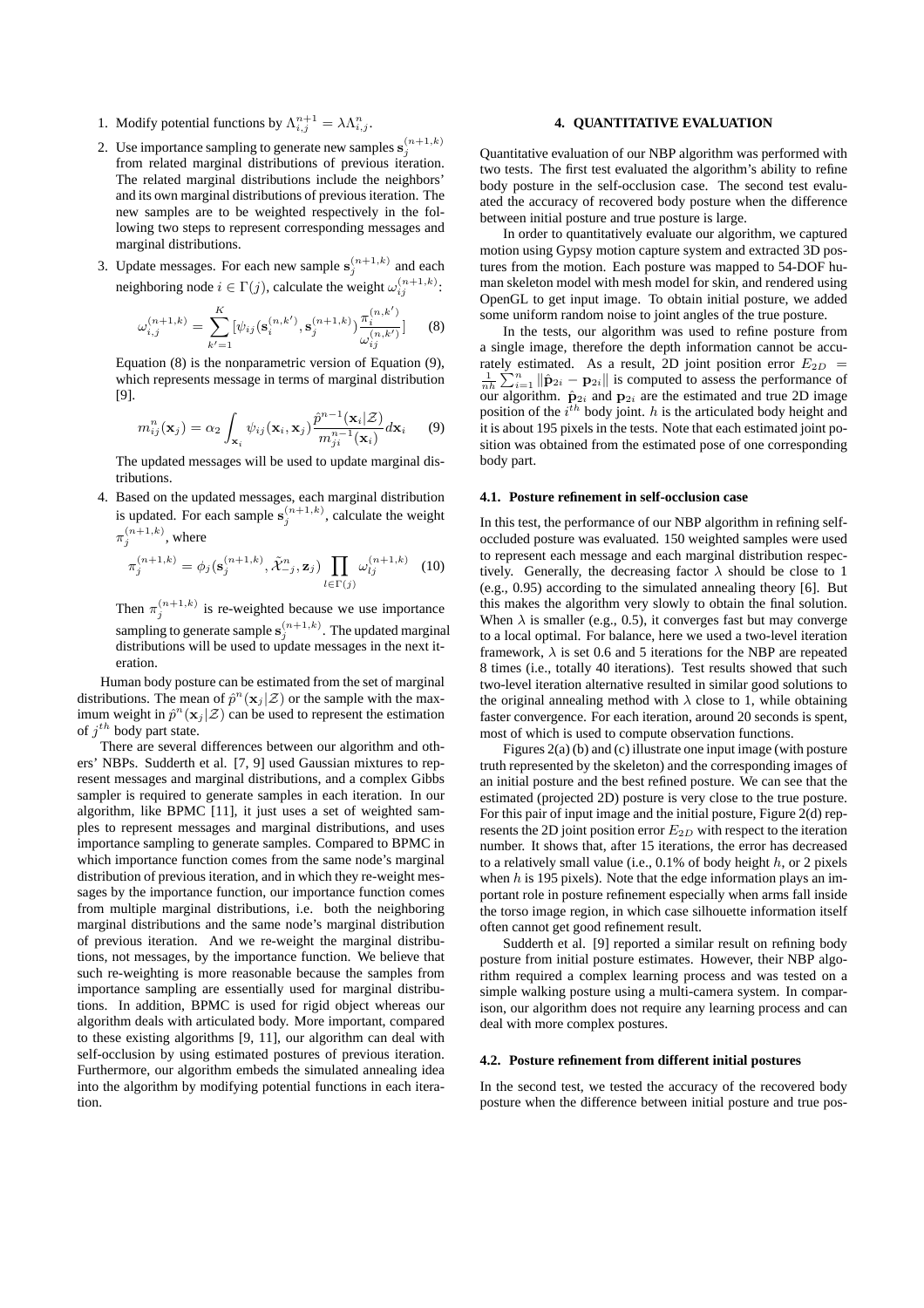1. Modify potential functions by $\Lambda_{i,j}^{n+1} = \lambda \Lambda_{i,j}^{n}$.
2. Use importance sampling to generate new samples $\mathbf{s}_j^{(n+1,k)}$ from related marginal distributions of previous iteration. The related marginal distributions include the neighbors' and its own marginal distributions of previous iteration. The new samples are to be weighted respectively in the following two steps to represent corresponding messages and marginal distributions.
3. Update messages. For each new sample $\mathbf{s}_j^{(n+1,k)}$ and each neighboring node $i \in \Gamma(j)$, calculate the weight $\omega_{ij}^{(n+1,k)}$:

$$\omega_{i,j}^{(n+1,k)} = \sum_{k'=1}^{K} [\psi_{ij}(\mathbf{s}_i^{(n,k')}, \mathbf{s}_j^{(n+1,k)}) \frac{\pi_i^{(n,k')}}{\omega_{ij}^{(n,k')}}] \quad (8)$$

Equation (8) is the nonparametric version of Equation (9), which represents message in terms of marginal distribution [9].

$$m_{ij}^{n}(\mathbf{x}_j) = \alpha_2 \int_{\mathbf{x}_i} \psi_{ij}(\mathbf{x}_i, \mathbf{x}_j) \frac{\hat{p}^{n-1}(\mathbf{x}_i|\mathcal{Z})}{m_{ji}^{n-1}(\mathbf{x}_i)} d\mathbf{x}_i \quad (9)$$

The updated messages will be used to update marginal distributions.

4. Based on the updated messages, each marginal distribution is updated. For each sample $\mathbf{s}_j^{(n+1,k)}$, calculate the weight $\pi_j^{(n+1,k)}$, where

$$\pi_j^{(n+1,k)} = \phi_j(\mathbf{s}_j^{(n+1,k)}, \tilde{\mathcal{X}}_{-j}^{n}, \mathbf{z}_j) \prod_{l \in \Gamma(j)} \omega_{lj}^{(n+1,k)} \quad (10)$$

Then $\pi_j^{(n+1,k)}$ is re-weighted because we use importance sampling to generate sample $\mathbf{s}_j^{(n+1,k)}$. The updated marginal distributions will be used to update messages in the next iteration.

Human body posture can be estimated from the set of marginal distributions. The mean of $\hat{p}^n(\mathbf{x}_j|\mathcal{Z})$ or the sample with the maximum weight in $\hat{p}^n(\mathbf{x}_j|\mathcal{Z})$ can be used to represent the estimation of $j^{th}$ body part state.

There are several differences between our algorithm and others' NBPs. Sudderth et al. [7, 9] used Gaussian mixtures to represent messages and marginal distributions, and a complex Gibbs sampler is required to generate samples in each iteration. In our algorithm, like BPMC [11], it just uses a set of weighted samples to represent messages and marginal distributions, and uses importance sampling to generate samples. Compared to BPMC in which importance function comes from the same node's marginal distribution of previous iteration, and in which they re-weight messages by the importance function, our importance function comes from multiple marginal distributions, i.e. both the neighboring marginal distributions and the same node's marginal distribution of previous iteration. And we re-weight the marginal distributions, not messages, by the importance function. We believe that such re-weighting is more reasonable because the samples from importance sampling are essentially used for marginal distributions. In addition, BPMC is used for rigid object whereas our algorithm deals with articulated body. More important, compared to these existing algorithms [9, 11], our algorithm can deal with self-occlusion by using estimated postures of previous iteration. Furthermore, our algorithm embeds the simulated annealing idea into the algorithm by modifying potential functions in each iteration.

## 4. QUANTITATIVE EVALUATION

Quantitative evaluation of our NBP algorithm was performed with two tests. The first test evaluated the algorithm's ability to refine body posture in the self-occlusion case. The second test evaluated the accuracy of recovered body posture when the difference between initial posture and true posture is large.

In order to quantitatively evaluate our algorithm, we captured motion using Gypsy motion capture system and extracted 3D postures from the motion. Each posture was mapped to 54-DOF human skeleton model with mesh model for skin, and rendered using OpenGL to get input image. To obtain initial posture, we added some uniform random noise to joint angles of the true posture.

In the tests, our algorithm was used to refine posture from a single image, therefore the depth information cannot be accurately estimated. As a result, 2D joint position error $E_{2D} = \frac{1}{nh}\sum_{i=1}^{n} \|\hat{\mathbf{p}}_{2i} - \mathbf{p}_{2i}\|$ is computed to assess the performance of our algorithm. $\hat{\mathbf{p}}_{2i}$ and $\mathbf{p}_{2i}$ are the estimated and true 2D image position of the $i^{th}$ body joint. $h$ is the articulated body height and it is about 195 pixels in the tests. Note that each estimated joint position was obtained from the estimated pose of one corresponding body part.

### 4.1. Posture refinement in self-occlusion case

In this test, the performance of our NBP algorithm in refining self-occluded posture was evaluated. 150 weighted samples were used to represent each message and each marginal distribution respectively. Generally, the decreasing factor $\lambda$ should be close to 1 (e.g., 0.95) according to the simulated annealing theory [6]. But this makes the algorithm very slowly to obtain the final solution. When $\lambda$ is smaller (e.g., 0.5), it converges fast but may converge to a local optimal. For balance, here we used a two-level iteration framework, $\lambda$ is set 0.6 and 5 iterations for the NBP are repeated 8 times (i.e., totally 40 iterations). Test results showed that such two-level iteration alternative resulted in similar good solutions to the original annealing method with $\lambda$ close to 1, while obtaining faster convergence. For each iteration, around 20 seconds is spent, most of which is used to compute observation functions.

Figures 2(a) (b) and (c) illustrate one input image (with posture truth represented by the skeleton) and the corresponding images of an initial posture and the best refined posture. We can see that the estimated (projected 2D) posture is very close to the true posture. For this pair of input image and the initial posture, Figure 2(d) represents the 2D joint position error $E_{2D}$ with respect to the iteration number. It shows that, after 15 iterations, the error has decreased to a relatively small value (i.e., 0.1% of body height $h$, or 2 pixels when $h$ is 195 pixels). Note that the edge information plays an important role in posture refinement especially when arms fall inside the torso image region, in which case silhouette information itself often cannot get good refinement result.

Sudderth et al. [9] reported a similar result on refining body posture from initial posture estimates. However, their NBP algorithm required a complex learning process and was tested on a simple walking posture using a multi-camera system. In comparison, our algorithm does not require any learning process and can deal with more complex postures.

### 4.2. Posture refinement from different initial postures

In the second test, we tested the accuracy of the recovered body posture when the difference between initial posture and true pos-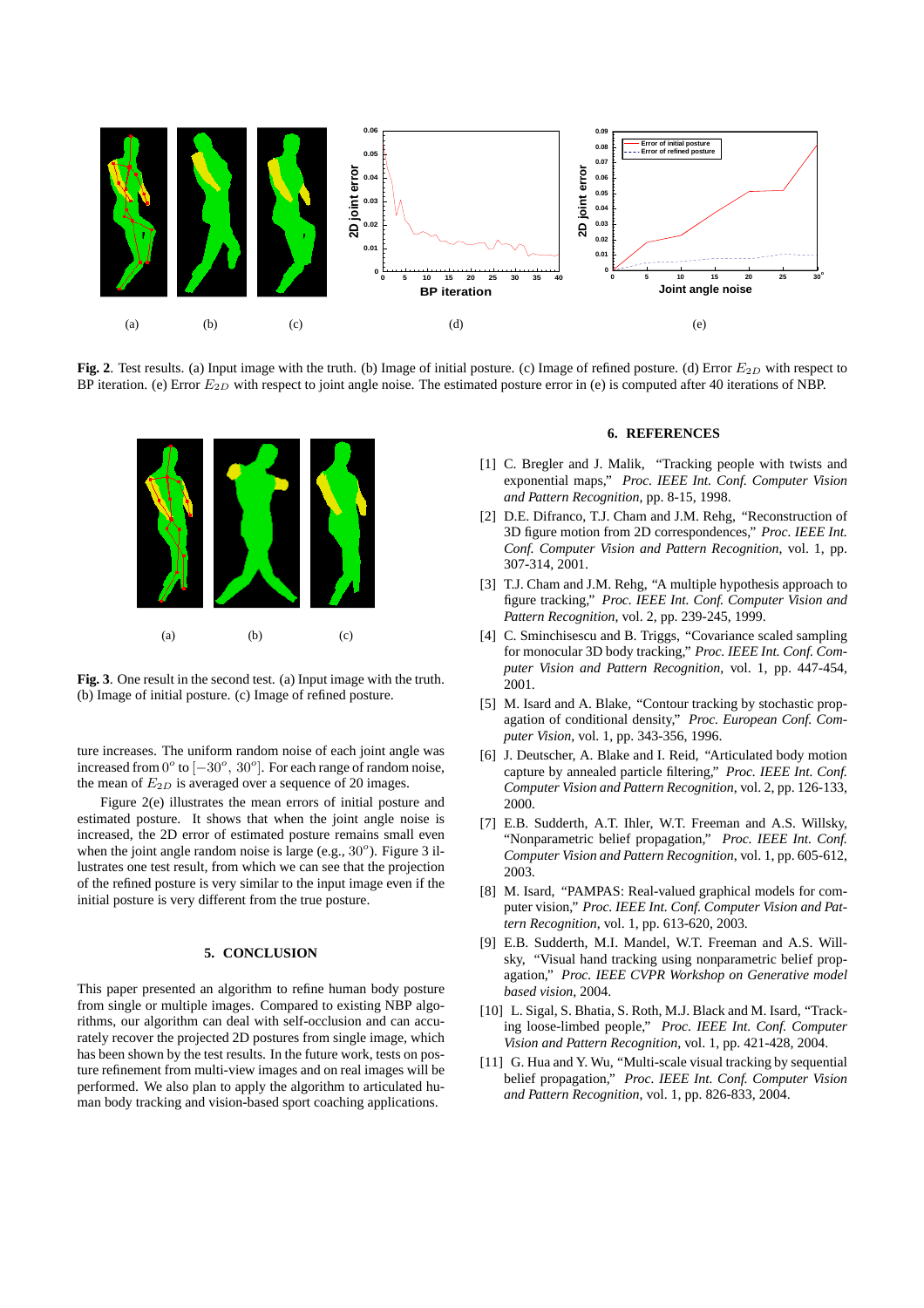0.06
0.05
0.04
0.03
0.02
0.01
0
2D joint error
0 5 10 15 20 25 30 35 40
BP iteration

0.09
0.08
0.07
0.06
0.05
0.04
0.03
0.02
0.01
0
2D joint error
Error of initial posture
Error of refined posture
0 5 10 15 20 25 30°
Joint angle noise

(a) (b) (c) (d) (e)

**Fig. 2**. Test results. (a) Input image with the truth. (b) Image of initial posture. (c) Image of refined posture. (d) Error $E_{2D}$ with respect to BP iteration. (e) Error $E_{2D}$ with respect to joint angle noise. The estimated posture error in (e) is computed after 40 iterations of NBP.

(a) (b) (c)

**Fig. 3**. One result in the second test. (a) Input image with the truth. (b) Image of initial posture. (c) Image of refined posture.

ture increases. The uniform random noise of each joint angle was increased from $0^o$ to $[-30^o, 30^o]$. For each range of random noise, the mean of $E_{2D}$ is averaged over a sequence of 20 images.

Figure 2(e) illustrates the mean errors of initial posture and estimated posture. It shows that when the joint angle noise is increased, the 2D error of estimated posture remains small even when the joint angle random noise is large (e.g., $30^o$). Figure 3 illustrates one test result, from which we can see that the projection of the refined posture is very similar to the input image even if the initial posture is very different from the true posture.

## 5. CONCLUSION

This paper presented an algorithm to refine human body posture from single or multiple images. Compared to existing NBP algorithms, our algorithm can deal with self-occlusion and can accurately recover the projected 2D postures from single image, which has been shown by the test results. In the future work, tests on posture refinement from multi-view images and on real images will be performed. We also plan to apply the algorithm to articulated human body tracking and vision-based sport coaching applications.

## 6. REFERENCES

[1] C. Bregler and J. Malik, "Tracking people with twists and exponential maps," *Proc. IEEE Int. Conf. Computer Vision and Pattern Recognition*, pp. 8-15, 1998.

[2] D.E. Difranco, T.J. Cham and J.M. Rehg, "Reconstruction of 3D figure motion from 2D correspondences," *Proc. IEEE Int. Conf. Computer Vision and Pattern Recognition*, vol. 1, pp. 307-314, 2001.

[3] T.J. Cham and J.M. Rehg, "A multiple hypothesis approach to figure tracking," *Proc. IEEE Int. Conf. Computer Vision and Pattern Recognition*, vol. 2, pp. 239-245, 1999.

[4] C. Sminchisescu and B. Triggs, "Covariance scaled sampling for monocular 3D body tracking," *Proc. IEEE Int. Conf. Computer Vision and Pattern Recognition*, vol. 1, pp. 447-454, 2001.

[5] M. Isard and A. Blake, "Contour tracking by stochastic propagation of conditional density," *Proc. European Conf. Computer Vision*, vol. 1, pp. 343-356, 1996.

[6] J. Deutscher, A. Blake and I. Reid, "Articulated body motion capture by annealed particle filtering," *Proc. IEEE Int. Conf. Computer Vision and Pattern Recognition*, vol. 2, pp. 126-133, 2000.

[7] E.B. Sudderth, A.T. Ihler, W.T. Freeman and A.S. Willsky, "Nonparametric belief propagation," *Proc. IEEE Int. Conf. Computer Vision and Pattern Recognition*, vol. 1, pp. 605-612, 2003.

[8] M. Isard, "PAMPAS: Real-valued graphical models for computer vision," *Proc. IEEE Int. Conf. Computer Vision and Pattern Recognition*, vol. 1, pp. 613-620, 2003.

[9] E.B. Sudderth, M.I. Mandel, W.T. Freeman and A.S. Willsky, "Visual hand tracking using nonparametric belief propagation," *Proc. IEEE CVPR Workshop on Generative model based vision*, 2004.

[10] L. Sigal, S. Bhatia, S. Roth, M.J. Black and M. Isard, "Tracking loose-limbed people," *Proc. IEEE Int. Conf. Computer Vision and Pattern Recognition*, vol. 1, pp. 421-428, 2004.

[11] G. Hua and Y. Wu, "Multi-scale visual tracking by sequential belief propagation," *Proc. IEEE Int. Conf. Computer Vision and Pattern Recognition*, vol. 1, pp. 826-833, 2004.